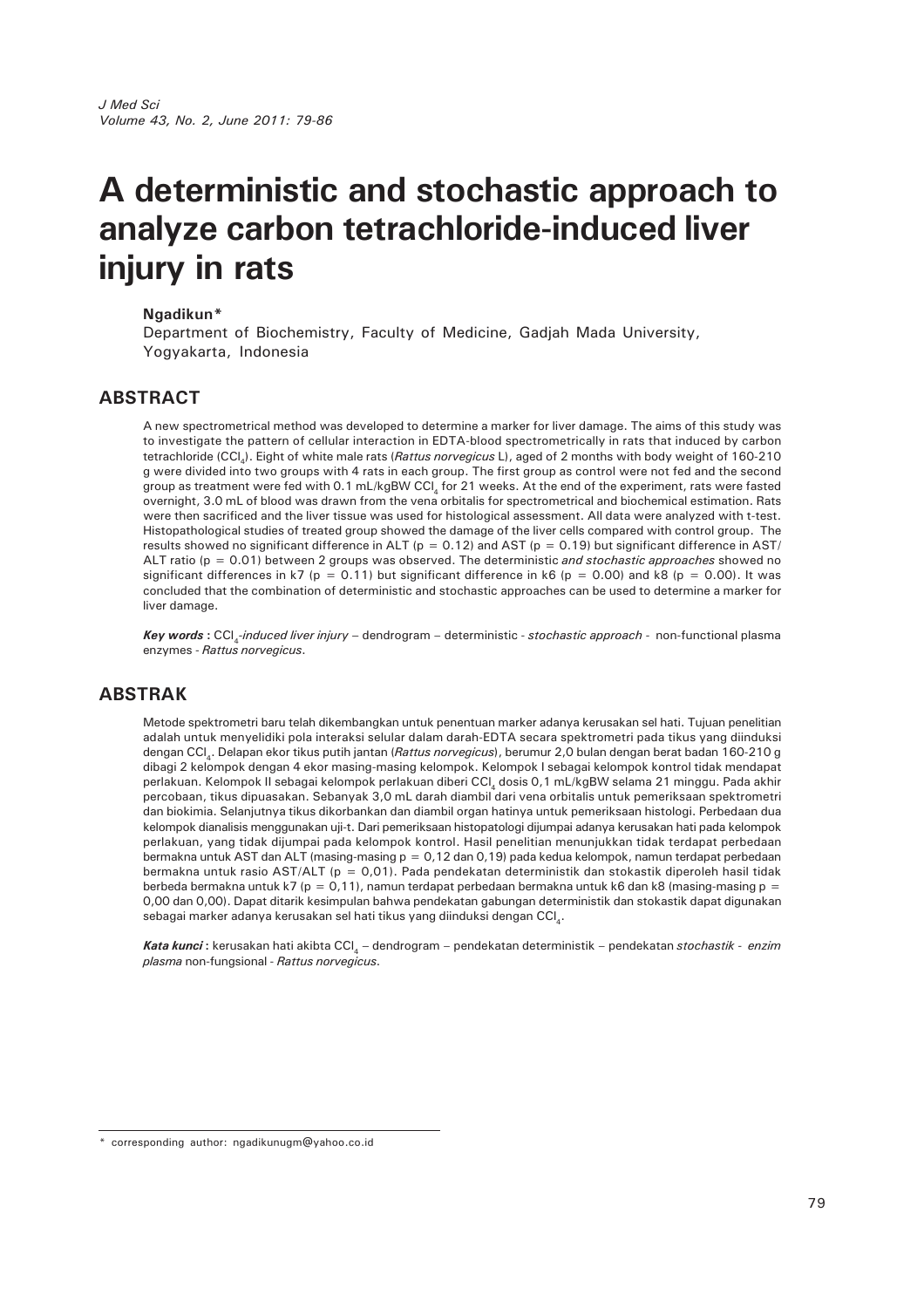# A deterministic and stochastic approach to analyze carbon tetrachloride-induced liver injury in rats

**Ngadikun***

Department of Biochemistry, Faculty of Medicine, Gadjah Mada University, Yogyakarta, Indonesia

## ABSTRACT

A new spectrometrical method was developed to determine a marker for liver damage. The aims of this study was to investigate the pattern of cellular interaction in EDTA-blood spectrometrically in rats that induced by carbon tetrachloride ($CCl_4$). Eight of white male rats (*Rattus norvegicus* L), aged of 2 months with body weight of 160-210 g were divided into two groups with 4 rats in each group. The first group as control were not fed and the second group as treatment were fed with 0.1 mL/kgBW $CCl_4$ for 21 weeks. At the end of the experiment, rats were fasted overnight, 3.0 mL of blood was drawn from the vena orbitalis for spectrometrical and biochemical estimation. Rats were then sacrificed and the liver tissue was used for histological assessment. All data were analyzed with t-test. Histopathological studies of treated group showed the damage of the liver cells compared with control group. The results showed no significant difference in ALT ($p = 0.12$) and AST ($p = 0.19$) but significant difference in AST/ALT ratio ($p = 0.01$) between 2 groups was observed. The deterministic *and stochastic approaches* showed no significant differences in k7 ($p = 0.11$) but significant difference in k6 ($p = 0.00$) and k8 ($p = 0.00$). It was concluded that the combination of deterministic and stochastic approaches can be used to determine a marker for liver damage.

***Key words*** **:** $CCl_4$*-induced liver injury* – dendrogram – deterministic - *stochastic approach* - non-functional plasma enzymes - *Rattus norvegicus*.

## ABSTRAK

Metode spektrometri baru telah dikembangkan untuk penentuan marker adanya kerusakan sel hati. Tujuan penelitian adalah untuk menyelidiki pola interaksi selular dalam darah-EDTA secara spektrometri pada tikus yang diinduksi dengan $CCl_4$. Delapan ekor tikus putih jantan (*Rattus norvegicus*), berumur 2,0 bulan dengan berat badan 160-210 g dibagi 2 kelompok dengan 4 ekor masing-masing kelompok. Kelompok I sebagai kelompok kontrol tidak mendapat perlakuan. Kelompok II sebagai kelompok perlakuan diberi $CCl_4$ dosis 0,1 mL/kgBW selama 21 minggu. Pada akhir percobaan, tikus dipuasakan. Sebanyak 3,0 mL darah diambil dari vena orbitalis untuk pemeriksaan spektrometri dan biokimia. Selanjutnya tikus dikorbankan dan diambil organ hatinya untuk pemeriksaan histologi. Perbedaan dua kelompok dianalisis menggunakan uji-t. Dari pemeriksaan histopatologi dijumpai adanya kerusakan hati pada kelompok perlakuan, yang tidak dijumpai pada kelompok kontrol. Hasil penelitian menunjukkan tidak terdapat perbedaan bermakna untuk AST dan ALT (masing-masing p = 0,12 dan 0,19) pada kedua kelompok, namun terdapat perbedaan bermakna untuk rasio AST/ALT (p = 0,01). Pada pendekatan deterministik dan stokastik diperoleh hasil tidak berbeda bermakna untuk k7 (p = 0,11), namun terdapat perbedaan bermakna untuk k6 dan k8 (masing-masing p = 0,00 dan 0,00). Dapat ditarik kesimpulan bahwa pendekatan gabungan deterministik dan stokastik dapat digunakan sebagai marker adanya kerusakan sel hati tikus yang diinduksi dengan $CCl_4$.

***Kata kunci*** **:** kerusakan hati akibta $CCl_4$ – dendrogram – pendekatan deterministik – pendekatan *stochastik* - *enzim plasma* non-fungsional - *Rattus norvegicus*.

---

* corresponding author: ngadikunugm@yahoo.co.id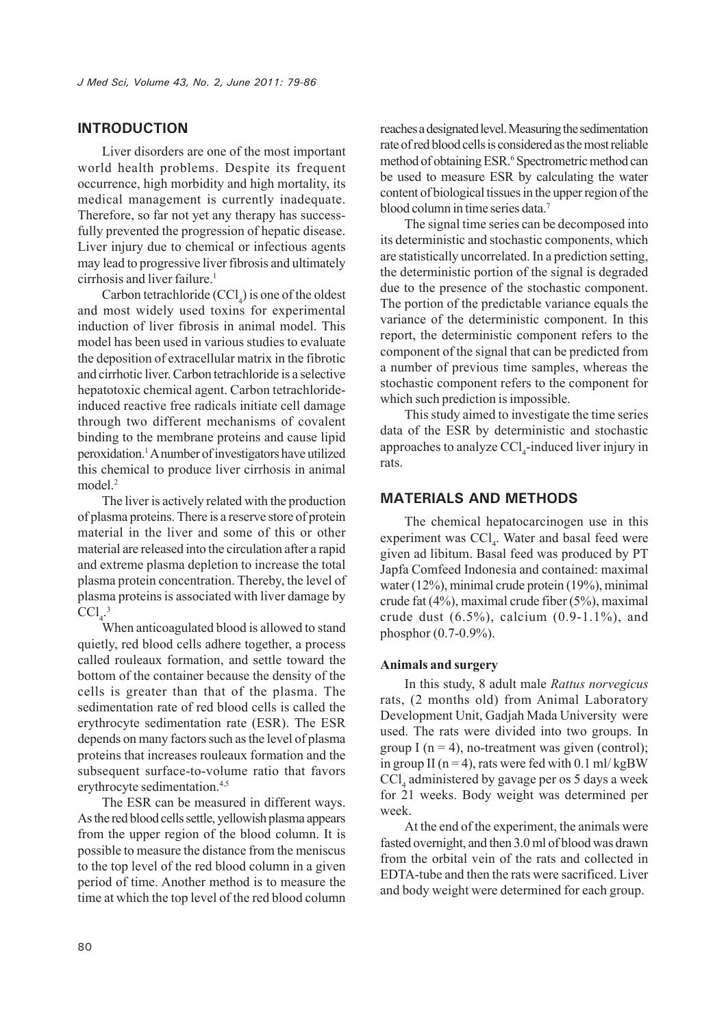## INTRODUCTION

Liver disorders are one of the most important world health problems. Despite its frequent occurrence, high morbidity and high mortality, its medical management is currently inadequate. Therefore, so far not yet any therapy has successfully prevented the progression of hepatic disease. Liver injury due to chemical or infectious agents may lead to progressive liver fibrosis and ultimately cirrhosis and liver failure.[1]

Carbon tetrachloride ($CCl_4$) is one of the oldest and most widely used toxins for experimental induction of liver fibrosis in animal model. This model has been used in various studies to evaluate the deposition of extracellular matrix in the fibrotic and cirrhotic liver. Carbon tetrachloride is a selective hepatotoxic chemical agent. Carbon tetrachloride-induced reactive free radicals initiate cell damage through two different mechanisms of covalent binding to the membrane proteins and cause lipid peroxidation.[1] A number of investigators have utilized this chemical to produce liver cirrhosis in animal model.[2]

The liver is actively related with the production of plasma proteins. There is a reserve store of protein material in the liver and some of this or other material are released into the circulation after a rapid and extreme plasma depletion to increase the total plasma protein concentration. Thereby, the level of plasma proteins is associated with liver damage by $CCl_4$.[3]

When anticoagulated blood is allowed to stand quietly, red blood cells adhere together, a process called rouleaux formation, and settle toward the bottom of the container because the density of the cells is greater than that of the plasma. The sedimentation rate of red blood cells is called the erythrocyte sedimentation rate (ESR). The ESR depends on many factors such as the level of plasma proteins that increases rouleaux formation and the subsequent surface-to-volume ratio that favors erythrocyte sedimentation.[4,5]

The ESR can be measured in different ways. As the red blood cells settle, yellowish plasma appears from the upper region of the blood column. It is possible to measure the distance from the meniscus to the top level of the red blood column in a given period of time. Another method is to measure the time at which the top level of the red blood column reaches a designated level. Measuring the sedimentation rate of red blood cells is considered as the most reliable method of obtaining ESR.[6] Spectrometric method can be used to measure ESR by calculating the water content of biological tissues in the upper region of the blood column in time series data.[7]

The signal time series can be decomposed into its deterministic and stochastic components, which are statistically uncorrelated. In a prediction setting, the deterministic portion of the signal is degraded due to the presence of the stochastic component. The portion of the predictable variance equals the variance of the deterministic component. In this report, the deterministic component refers to the component of the signal that can be predicted from a number of previous time samples, whereas the stochastic component refers to the component for which such prediction is impossible.

This study aimed to investigate the time series data of the ESR by deterministic and stochastic approaches to analyze $CCl_4$-induced liver injury in rats.

## MATERIALS AND METHODS

The chemical hepatocarcinogen use in this experiment was $CCl_4$. Water and basal feed were given ad libitum. Basal feed was produced by PT Japfa Comfeed Indonesia and contained: maximal water (12%), minimal crude protein (19%), minimal crude fat (4%), maximal crude fiber (5%), maximal crude dust (6.5%), calcium (0.9-1.1%), and phosphor (0.7-0.9%).

### Animals and surgery

In this study, 8 adult male *Rattus norvegicus* rats, (2 months old) from Animal Laboratory Development Unit, Gadjah Mada University were used. The rats were divided into two groups. In group I (n = 4), no-treatment was given (control); in group II (n = 4), rats were fed with 0.1 ml/ kgBW $CCl_4$ administered by gavage per os 5 days a week for 21 weeks. Body weight was determined per week.

At the end of the experiment, the animals were fasted overnight, and then 3.0 ml of blood was drawn from the orbital vein of the rats and collected in EDTA-tube and then the rats were sacrificed. Liver and body weight were determined for each group.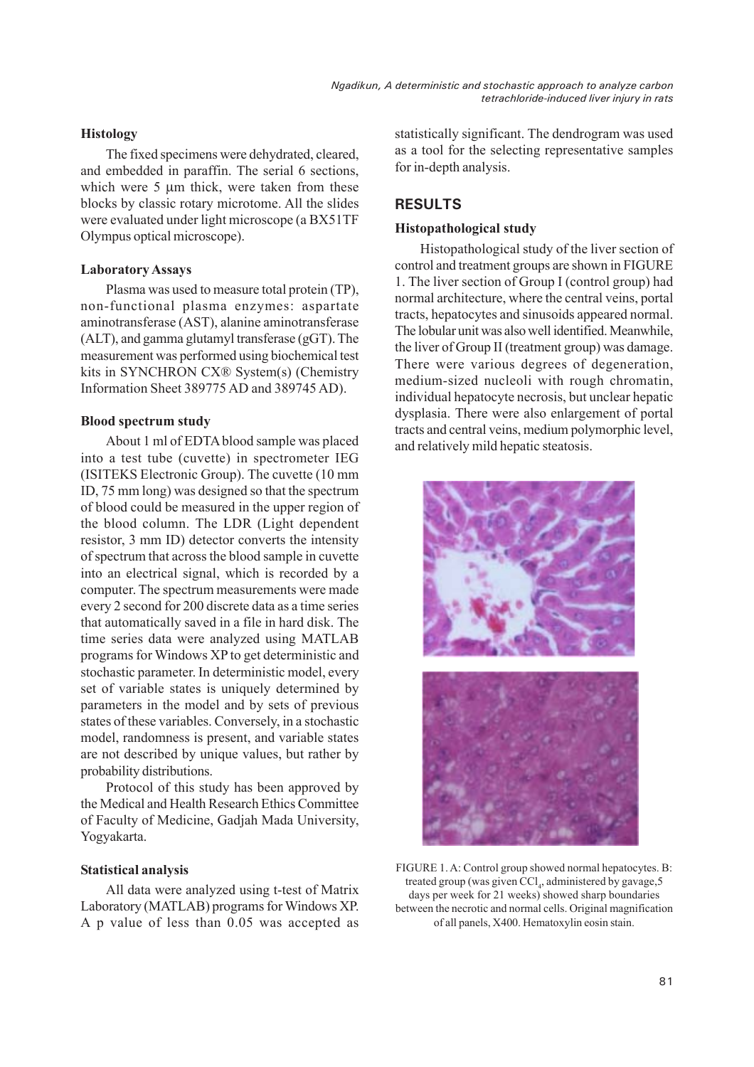### Histology

The fixed specimens were dehydrated, cleared, and embedded in paraffin. The serial 6 sections, which were 5 μm thick, were taken from these blocks by classic rotary microtome. All the slides were evaluated under light microscope (a BX51TF Olympus optical microscope).

### Laboratory Assays

Plasma was used to measure total protein (TP), non-functional plasma enzymes: aspartate aminotransferase (AST), alanine aminotransferase (ALT), and gamma glutamyl transferase (gGT). The measurement was performed using biochemical test kits in SYNCHRON CX® System(s) (Chemistry Information Sheet 389775 AD and 389745 AD).

### Blood spectrum study

About 1 ml of EDTA blood sample was placed into a test tube (cuvette) in spectrometer IEG (ISITEKS Electronic Group). The cuvette (10 mm ID, 75 mm long) was designed so that the spectrum of blood could be measured in the upper region of the blood column. The LDR (Light dependent resistor, 3 mm ID) detector converts the intensity of spectrum that across the blood sample in cuvette into an electrical signal, which is recorded by a computer. The spectrum measurements were made every 2 second for 200 discrete data as a time series that automatically saved in a file in hard disk. The time series data were analyzed using MATLAB programs for Windows XP to get deterministic and stochastic parameter. In deterministic model, every set of variable states is uniquely determined by parameters in the model and by sets of previous states of these variables. Conversely, in a stochastic model, randomness is present, and variable states are not described by unique values, but rather by probability distributions.

Protocol of this study has been approved by the Medical and Health Research Ethics Committee of Faculty of Medicine, Gadjah Mada University, Yogyakarta.

### Statistical analysis

All data were analyzed using t-test of Matrix Laboratory (MATLAB) programs for Windows XP. A p value of less than 0.05 was accepted as statistically significant. The dendrogram was used as a tool for the selecting representative samples for in-depth analysis.

## RESULTS

### Histopathological study

Histopathological study of the liver section of control and treatment groups are shown in FIGURE 1. The liver section of Group I (control group) had normal architecture, where the central veins, portal tracts, hepatocytes and sinusoids appeared normal. The lobular unit was also well identified. Meanwhile, the liver of Group II (treatment group) was damage. There were various degrees of degeneration, medium-sized nucleoli with rough chromatin, individual hepatocyte necrosis, but unclear hepatic dysplasia. There were also enlargement of portal tracts and central veins, medium polymorphic level, and relatively mild hepatic steatosis.

FIGURE 1. A: Control group showed normal hepatocytes. B: treated group (was given $CCl_4$, administered by gavage,5 days per week for 21 weeks) showed sharp boundaries between the necrotic and normal cells. Original magnification of all panels, X400. Hematoxylin eosin stain.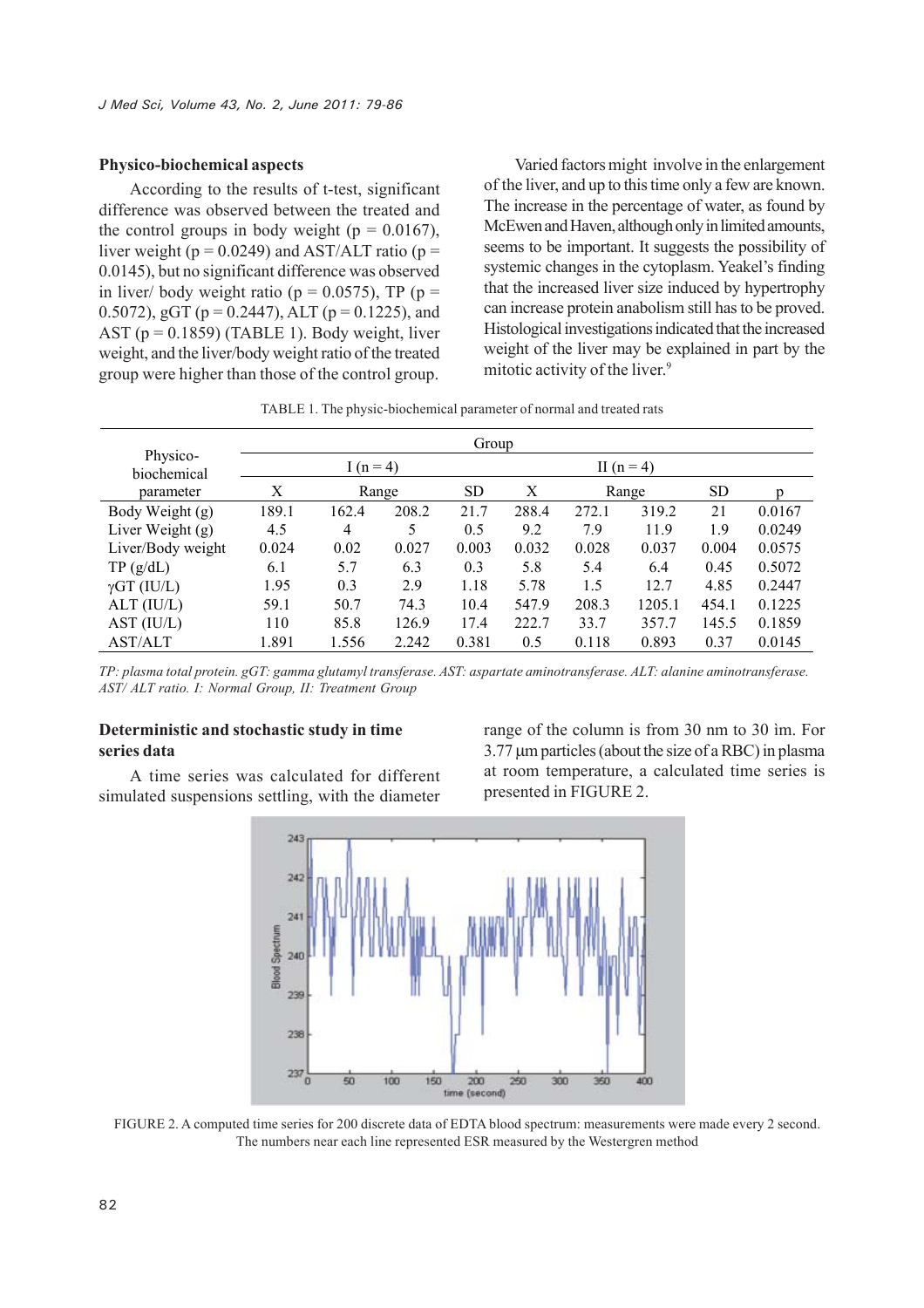### Physico-biochemical aspects

According to the results of t-test, significant difference was observed between the treated and the control groups in body weight (p = 0.0167), liver weight (p = 0.0249) and AST/ALT ratio (p = 0.0145), but no significant difference was observed in liver/ body weight ratio (p = 0.0575), TP (p = 0.5072), gGT (p = 0.2447), ALT (p = 0.1225), and AST (p = 0.1859) (TABLE 1). Body weight, liver weight, and the liver/body weight ratio of the treated group were higher than those of the control group.

Varied factors might involve in the enlargement of the liver, and up to this time only a few are known. The increase in the percentage of water, as found by McEwen and Haven, although only in limited amounts, seems to be important. It suggests the possibility of systemic changes in the cytoplasm. Yeakel's finding that the increased liver size induced by hypertrophy can increase protein anabolism still has to be proved. Histological investigations indicated that the increased weight of the liver may be explained in part by the mitotic activity of the liver.[9]

TABLE 1. The physic-biochemical parameter of normal and treated rats

| Physico-biochemical parameter | Group | | | | | | | | |
|---|---|---|---|---|---|---|---|---|---|
| | I (n = 4) | | | | II (n = 4) | | | | |
| | X | Range | | SD | X | Range | | SD | p |
| Body Weight (g) | 189.1 | 162.4 | 208.2 | 21.7 | 288.4 | 272.1 | 319.2 | 21 | 0.0167 |
| Liver Weight (g) | 4.5 | 4 | 5 | 0.5 | 9.2 | 7.9 | 11.9 | 1.9 | 0.0249 |
| Liver/Body weight | 0.024 | 0.02 | 0.027 | 0.003 | 0.032 | 0.028 | 0.037 | 0.004 | 0.0575 |
| TP (g/dL) | 6.1 | 5.7 | 6.3 | 0.3 | 5.8 | 5.4 | 6.4 | 0.45 | 0.5072 |
| γGT (IU/L) | 1.95 | 0.3 | 2.9 | 1.18 | 5.78 | 1.5 | 12.7 | 4.85 | 0.2447 |
| ALT (IU/L) | 59.1 | 50.7 | 74.3 | 10.4 | 547.9 | 208.3 | 1205.1 | 454.1 | 0.1225 |
| AST (IU/L) | 110 | 85.8 | 126.9 | 17.4 | 222.7 | 33.7 | 357.7 | 145.5 | 0.1859 |
| AST/ALT | 1.891 | 1.556 | 2.242 | 0.381 | 0.5 | 0.118 | 0.893 | 0.37 | 0.0145 |

*TP: plasma total protein. gGT: gamma glutamyl transferase. AST: aspartate aminotransferase. ALT: alanine aminotransferase. AST/ ALT ratio. I: Normal Group, II: Treatment Group*

### Deterministic and stochastic study in time series data

A time series was calculated for different simulated suspensions settling, with the diameter range of the column is from 30 nm to 30 ìm. For 3.77 µm particles (about the size of a RBC) in plasma at room temperature, a calculated time series is presented in FIGURE 2.

FIGURE 2. A computed time series for 200 discrete data of EDTA blood spectrum: measurements were made every 2 second. The numbers near each line represented ESR measured by the Westergren method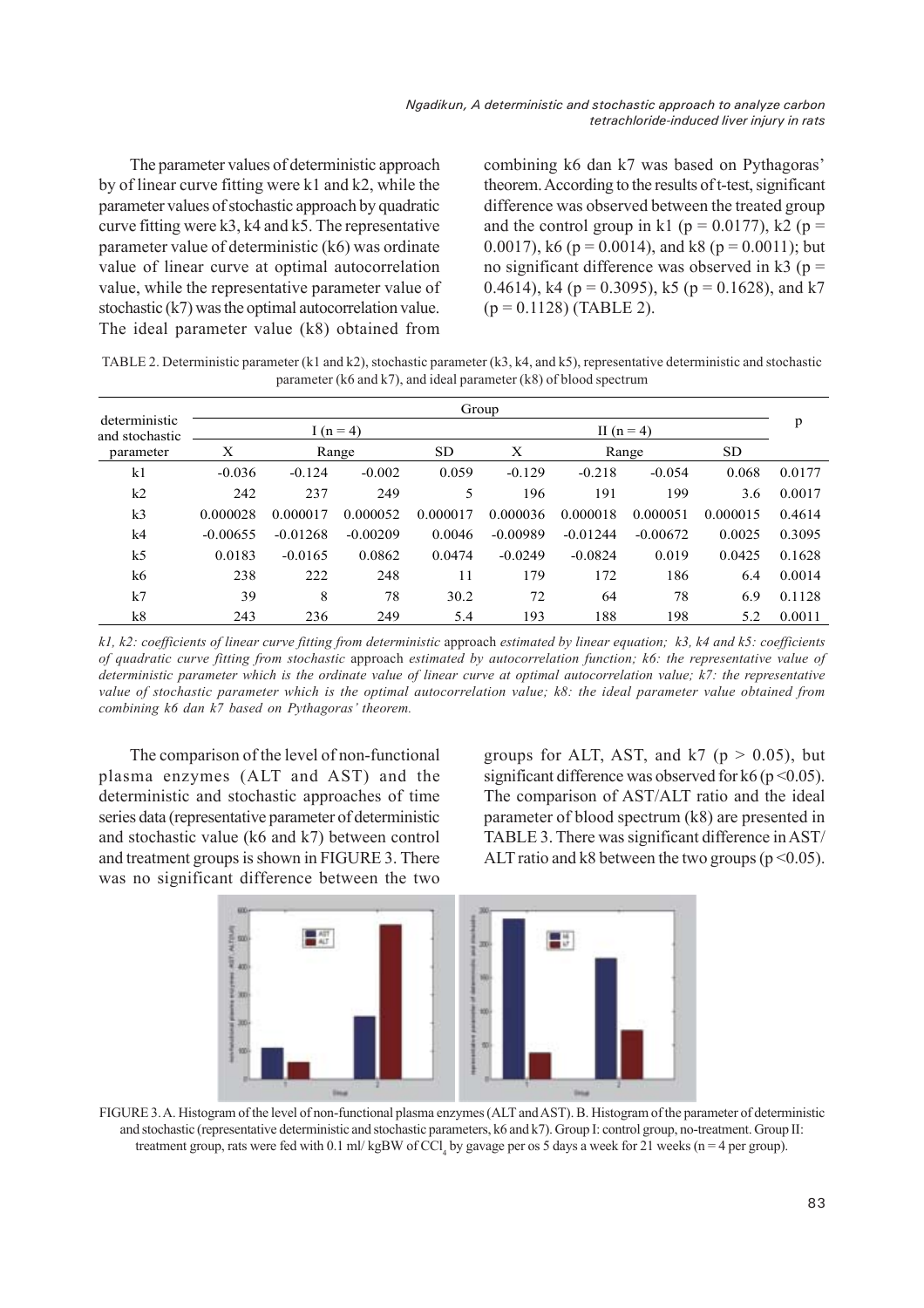The parameter values of deterministic approach by of linear curve fitting were k1 and k2, while the parameter values of stochastic approach by quadratic curve fitting were k3, k4 and k5. The representative parameter value of deterministic (k6) was ordinate value of linear curve at optimal autocorrelation value, while the representative parameter value of stochastic (k7) was the optimal autocorrelation value. The ideal parameter value (k8) obtained from combining k6 dan k7 was based on Pythagoras' theorem. According to the results of t-test, significant difference was observed between the treated group and the control group in k1 ($p = 0.0177$), k2 ($p = 0.0017$), k6 ($p = 0.0014$), and k8 ($p = 0.0011$); but no significant difference was observed in k3 ($p = 0.4614$), k4 ($p = 0.3095$), k5 ($p = 0.1628$), and k7 ($p = 0.1128$) (TABLE 2).

TABLE 2. Deterministic parameter (k1 and k2), stochastic parameter (k3, k4, and k5), representative deterministic and stochastic parameter (k6 and k7), and ideal parameter (k8) of blood spectrum

| deterministic and stochastic parameter | Group | | | | | | | | p |
|---|---|---|---|---|---|---|---|---|---|
| | I (n = 4) | | | | II (n = 4) | | | | |
| | X | Range | | SD | X | Range | | SD | |
| k1 | -0.036 | -0.124 | -0.002 | 0.059 | -0.129 | -0.218 | -0.054 | 0.068 | 0.0177 |
| k2 | 242 | 237 | 249 | 5 | 196 | 191 | 199 | 3.6 | 0.0017 |
| k3 | 0.000028 | 0.000017 | 0.000052 | 0.000017 | 0.000036 | 0.000018 | 0.000051 | 0.000015 | 0.4614 |
| k4 | -0.00655 | -0.01268 | -0.00209 | 0.0046 | -0.00989 | -0.01244 | -0.00672 | 0.0025 | 0.3095 |
| k5 | 0.0183 | -0.0165 | 0.0862 | 0.0474 | -0.0249 | -0.0824 | 0.019 | 0.0425 | 0.1628 |
| k6 | 238 | 222 | 248 | 11 | 179 | 172 | 186 | 6.4 | 0.0014 |
| k7 | 39 | 8 | 78 | 30.2 | 72 | 64 | 78 | 6.9 | 0.1128 |
| k8 | 243 | 236 | 249 | 5.4 | 193 | 188 | 198 | 5.2 | 0.0011 |

*k1, k2: coefficients of linear curve fitting from deterministic* approach *estimated by linear equation; k3, k4 and k5: coefficients of quadratic curve fitting from stochastic* approach *estimated by autocorrelation function; k6: the representative value of deterministic parameter which is the ordinate value of linear curve at optimal autocorrelation value; k7: the representative value of stochastic parameter which is the optimal autocorrelation value; k8: the ideal parameter value obtained from combining k6 dan k7 based on Pythagoras' theorem.*

The comparison of the level of non-functional plasma enzymes (ALT and AST) and the deterministic and stochastic approaches of time series data (representative parameter of deterministic and stochastic value (k6 and k7) between control and treatment groups is shown in FIGURE 3. There was no significant difference between the two groups for ALT, AST, and k7 ($p > 0.05$), but significant difference was observed for k6 ($p < 0.05$). The comparison of AST/ALT ratio and the ideal parameter of blood spectrum (k8) are presented in TABLE 3. There was significant difference in AST/ALT ratio and k8 between the two groups ($p < 0.05$).

FIGURE 3. A. Histogram of the level of non-functional plasma enzymes (ALT and AST). B. Histogram of the parameter of deterministic and stochastic (representative deterministic and stochastic parameters, k6 and k7). Group I: control group, no-treatment. Group II: treatment group, rats were fed with 0.1 ml/ kgBW of $CCl_4$ by gavage per os 5 days a week for 21 weeks (n = 4 per group).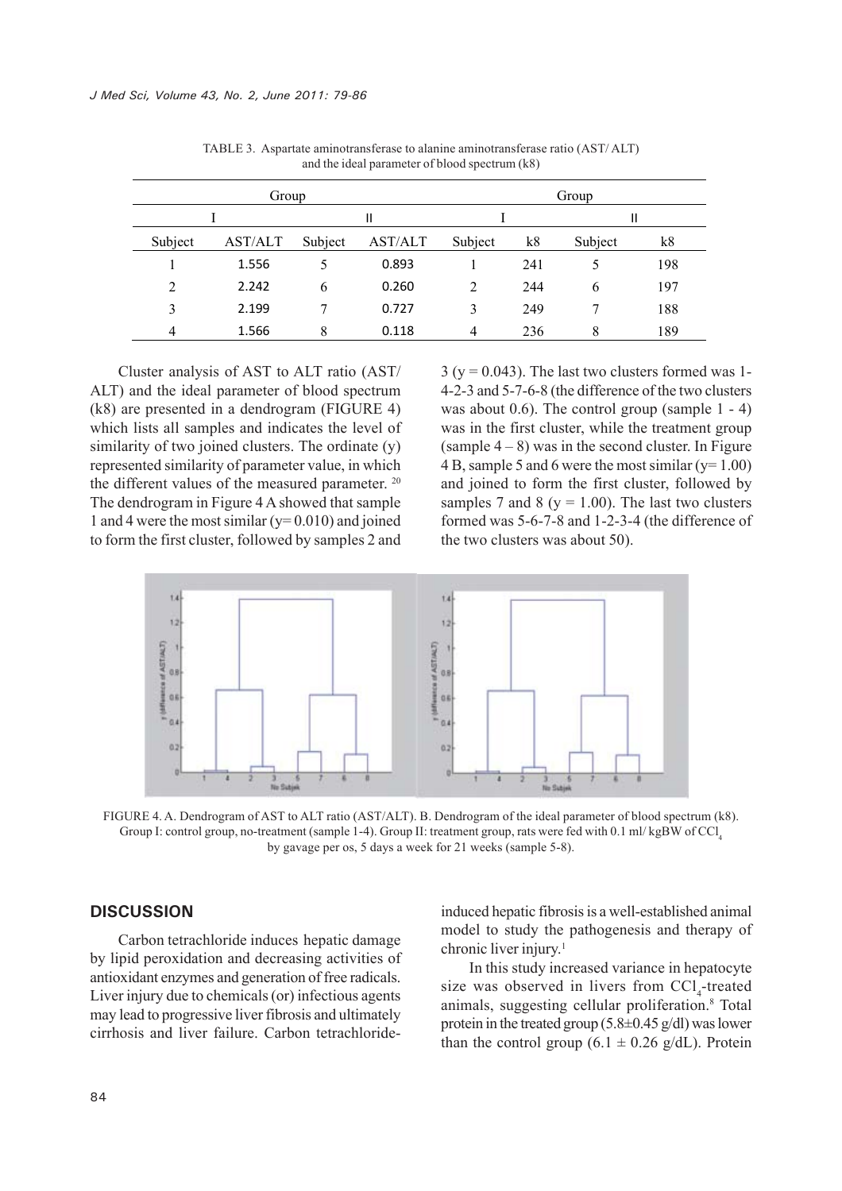TABLE 3. Aspartate aminotransferase to alanine aminotransferase ratio (AST/ ALT) and the ideal parameter of blood spectrum (k8)

| Group | | | | Group | | | |
|---|---|---|---|---|---|---|---|
| I | | II | | I | | II | |
| Subject | AST/ALT | Subject | AST/ALT | Subject | k8 | Subject | k8 |
| 1 | 1.556 | 5 | 0.893 | 1 | 241 | 5 | 198 |
| 2 | 2.242 | 6 | 0.260 | 2 | 244 | 6 | 197 |
| 3 | 2.199 | 7 | 0.727 | 3 | 249 | 7 | 188 |
| 4 | 1.566 | 8 | 0.118 | 4 | 236 | 8 | 189 |

Cluster analysis of AST to ALT ratio (AST/ALT) and the ideal parameter of blood spectrum (k8) are presented in a dendrogram (FIGURE 4) which lists all samples and indicates the level of similarity of two joined clusters. The ordinate (y) represented similarity of parameter value, in which the different values of the measured parameter. [20] The dendrogram in Figure 4 A showed that sample 1 and 4 were the most similar (y= 0.010) and joined to form the first cluster, followed by samples 2 and 3 (y = 0.043). The last two clusters formed was 1-4-2-3 and 5-7-6-8 (the difference of the two clusters was about 0.6). The control group (sample 1 - 4) was in the first cluster, while the treatment group (sample 4 – 8) was in the second cluster. In Figure 4 B, sample 5 and 6 were the most similar (y= 1.00) and joined to form the first cluster, followed by samples 7 and 8 (y = 1.00). The last two clusters formed was 5-6-7-8 and 1-2-3-4 (the difference of the two clusters was about 50).

FIGURE 4. A. Dendrogram of AST to ALT ratio (AST/ALT). B. Dendrogram of the ideal parameter of blood spectrum (k8). Group I: control group, no-treatment (sample 1-4). Group II: treatment group, rats were fed with 0.1 ml/ kgBW of $CCl_4$ by gavage per os, 5 days a week for 21 weeks (sample 5-8).

## DISCUSSION

Carbon tetrachloride induces hepatic damage by lipid peroxidation and decreasing activities of antioxidant enzymes and generation of free radicals. Liver injury due to chemicals (or) infectious agents may lead to progressive liver fibrosis and ultimately cirrhosis and liver failure. Carbon tetrachloride-induced hepatic fibrosis is a well-established animal model to study the pathogenesis and therapy of chronic liver injury.[1]

In this study increased variance in hepatocyte size was observed in livers from $CCl_4$-treated animals, suggesting cellular proliferation.[8] Total protein in the treated group (5.8±0.45 g/dl) was lower than the control group (6.1 ± 0.26 g/dL). Protein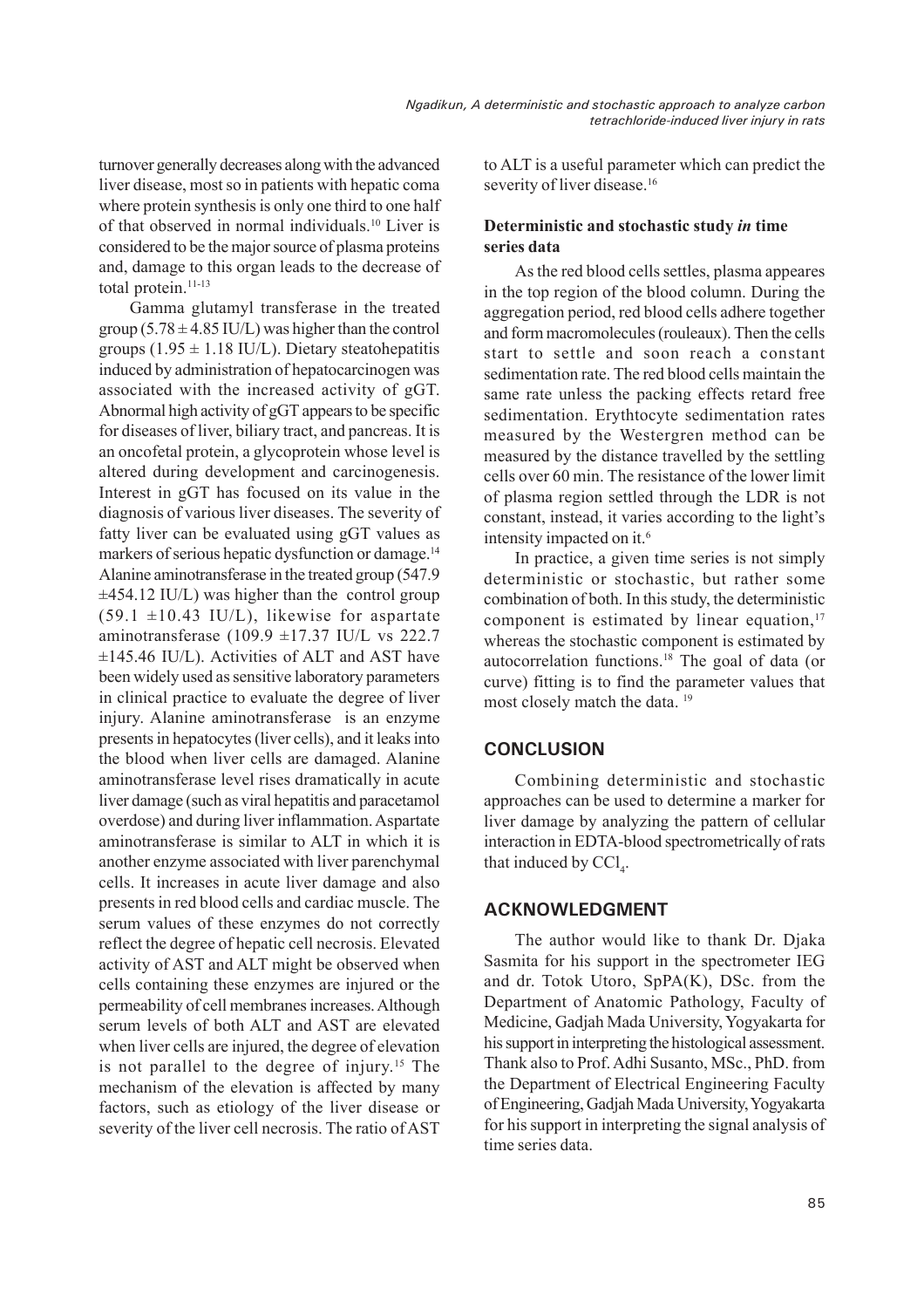turnover generally decreases along with the advanced liver disease, most so in patients with hepatic coma where protein synthesis is only one third to one half of that observed in normal individuals.[10] Liver is considered to be the major source of plasma proteins and, damage to this organ leads to the decrease of total protein.[11-13]

Gamma glutamyl transferase in the treated group ($5.78 \pm 4.85$ IU/L) was higher than the control groups ($1.95 \pm 1.18$ IU/L). Dietary steatohepatitis induced by administration of hepatocarcinogen was associated with the increased activity of gGT. Abnormal high activity of gGT appears to be specific for diseases of liver, biliary tract, and pancreas. It is an oncofetal protein, a glycoprotein whose level is altered during development and carcinogenesis. Interest in gGT has focused on its value in the diagnosis of various liver diseases. The severity of fatty liver can be evaluated using gGT values as markers of serious hepatic dysfunction or damage.[14] Alanine aminotransferase in the treated group ($547.9 \pm 454.12$ IU/L) was higher than the control group ($59.1 \pm 10.43$ IU/L), likewise for aspartate aminotransferase ($109.9 \pm 17.37$ IU/L vs $222.7 \pm 145.46$ IU/L). Activities of ALT and AST have been widely used as sensitive laboratory parameters in clinical practice to evaluate the degree of liver injury. Alanine aminotransferase is an enzyme presents in hepatocytes (liver cells), and it leaks into the blood when liver cells are damaged. Alanine aminotransferase level rises dramatically in acute liver damage (such as viral hepatitis and paracetamol overdose) and during liver inflammation. Aspartate aminotransferase is similar to ALT in which it is another enzyme associated with liver parenchymal cells. It increases in acute liver damage and also presents in red blood cells and cardiac muscle. The serum values of these enzymes do not correctly reflect the degree of hepatic cell necrosis. Elevated activity of AST and ALT might be observed when cells containing these enzymes are injured or the permeability of cell membranes increases. Although serum levels of both ALT and AST are elevated when liver cells are injured, the degree of elevation is not parallel to the degree of injury.[15] The mechanism of the elevation is affected by many factors, such as etiology of the liver disease or severity of the liver cell necrosis. The ratio of AST to ALT is a useful parameter which can predict the severity of liver disease.[16]

### Deterministic and stochastic study *in* time series data

As the red blood cells settles, plasma appeares in the top region of the blood column. During the aggregation period, red blood cells adhere together and form macromolecules (rouleaux). Then the cells start to settle and soon reach a constant sedimentation rate. The red blood cells maintain the same rate unless the packing effects retard free sedimentation. Erythtocyte sedimentation rates measured by the Westergren method can be measured by the distance travelled by the settling cells over 60 min. The resistance of the lower limit of plasma region settled through the LDR is not constant, instead, it varies according to the light's intensity impacted on it.[6]

In practice, a given time series is not simply deterministic or stochastic, but rather some combination of both. In this study, the deterministic component is estimated by linear equation,[17] whereas the stochastic component is estimated by autocorrelation functions.[18] The goal of data (or curve) fitting is to find the parameter values that most closely match the data.[19]

## CONCLUSION

Combining deterministic and stochastic approaches can be used to determine a marker for liver damage by analyzing the pattern of cellular interaction in EDTA-blood spectrometrically of rats that induced by $CCl_4$.

## ACKNOWLEDGMENT

The author would like to thank Dr. Djaka Sasmita for his support in the spectrometer IEG and dr. Totok Utoro, SpPA(K), DSc. from the Department of Anatomic Pathology, Faculty of Medicine, Gadjah Mada University, Yogyakarta for his support in interpreting the histological assessment. Thank also to Prof. Adhi Susanto, MSc., PhD. from the Department of Electrical Engineering Faculty of Engineering, Gadjah Mada University, Yogyakarta for his support in interpreting the signal analysis of time series data.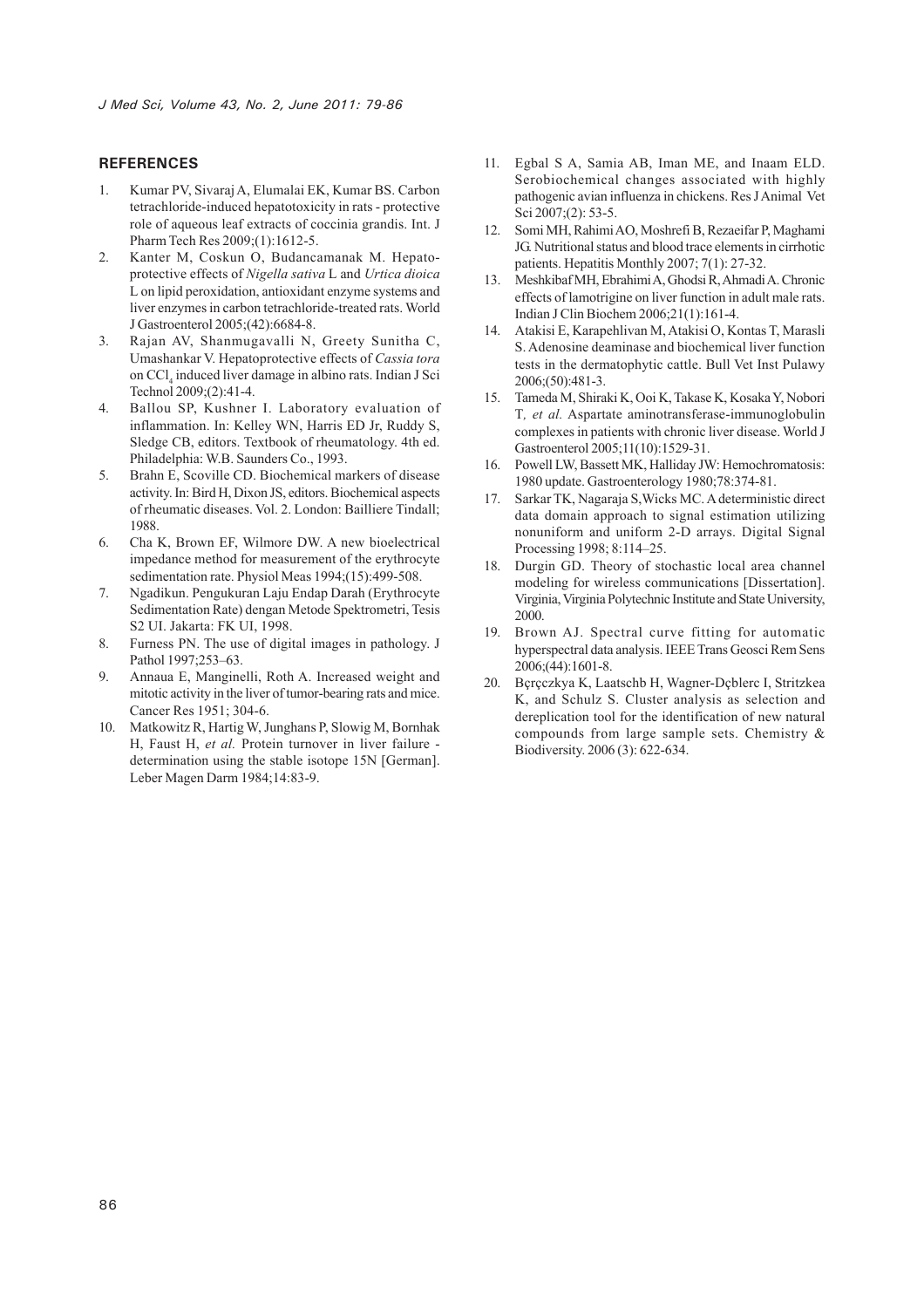## REFERENCES

1. Kumar PV, Sivaraj A, Elumalai EK, Kumar BS. Carbon tetrachloride-induced hepatotoxicity in rats - protective role of aqueous leaf extracts of coccinia grandis. Int. J Pharm Tech Res 2009;(1):1612-5.
2. Kanter M, Coskun O, Budancamanak M. Hepatoprotective effects of *Nigella sativa* L and *Urtica dioica* L on lipid peroxidation, antioxidant enzyme systems and liver enzymes in carbon tetrachloride-treated rats. World J Gastroenterol 2005;(42):6684-8.
3. Rajan AV, Shanmugavalli N, Greety Sunitha C, Umashankar V. Hepatoprotective effects of *Cassia tora* on $CCl_4$ induced liver damage in albino rats. Indian J Sci Technol 2009;(2):41-4.
4. Ballou SP, Kushner I. Laboratory evaluation of inflammation. In: Kelley WN, Harris ED Jr, Ruddy S, Sledge CB, editors. Textbook of rheumatology. 4th ed. Philadelphia: W.B. Saunders Co., 1993.
5. Brahn E, Scoville CD. Biochemical markers of disease activity. In: Bird H, Dixon JS, editors. Biochemical aspects of rheumatic diseases. Vol. 2. London: Bailliere Tindall; 1988.
6. Cha K, Brown EF, Wilmore DW. A new bioelectrical impedance method for measurement of the erythrocyte sedimentation rate. Physiol Meas 1994;(15):499-508.
7. Ngadikun. Pengukuran Laju Endap Darah (Erythrocyte Sedimentation Rate) dengan Metode Spektrometri, Tesis S2 UI. Jakarta: FK UI, 1998.
8. Furness PN. The use of digital images in pathology. J Pathol 1997;253–63.
9. Annaua E, Manginelli, Roth A. Increased weight and mitotic activity in the liver of tumor-bearing rats and mice. Cancer Res 1951; 304-6.
10. Matkowitz R, Hartig W, Junghans P, Slowig M, Bornhak H, Faust H, *et al.* Protein turnover in liver failure - determination using the stable isotope 15N [German]. Leber Magen Darm 1984;14:83-9.
11. Egbal S A, Samia AB, Iman ME, and Inaam ELD. Serobiochemical changes associated with highly pathogenic avian influenza in chickens. Res J Animal Vet Sci 2007;(2): 53-5.
12. Somi MH, Rahimi AO, Moshrefi B, Rezaeifar P, Maghami JG. Nutritional status and blood trace elements in cirrhotic patients. Hepatitis Monthly 2007; 7(1): 27-32.
13. Meshkibaf MH, Ebrahimi A, Ghodsi R, Ahmadi A. Chronic effects of lamotrigine on liver function in adult male rats. Indian J Clin Biochem 2006;21(1):161-4.
14. Atakisi E, Karapehlivan M, Atakisi O, Kontas T, Marasli S. Adenosine deaminase and biochemical liver function tests in the dermatophytic cattle. Bull Vet Inst Pulawy 2006;(50):481-3.
15. Tameda M, Shiraki K, Ooi K, Takase K, Kosaka Y, Nobori T*, et al.* Aspartate aminotransferase-immunoglobulin complexes in patients with chronic liver disease. World J Gastroenterol 2005;11(10):1529-31.
16. Powell LW, Bassett MK, Halliday JW: Hemochromatosis: 1980 update. Gastroenterology 1980;78:374-81.
17. Sarkar TK, Nagaraja S, Wicks MC. A deterministic direct data domain approach to signal estimation utilizing nonuniform and uniform 2-D arrays. Digital Signal Processing 1998; 8:114–25.
18. Durgin GD. Theory of stochastic local area channel modeling for wireless communications [Dissertation]. Virginia, Virginia Polytechnic Institute and State University, 2000.
19. Brown AJ. Spectral curve fitting for automatic hyperspectral data analysis. IEEE Trans Geosci Rem Sens 2006;(44):1601-8.
20. Bçrçczkya K, Laatschb H, Wagner-Dçblerc I, Stritzkea K, and Schulz S. Cluster analysis as selection and dereplication tool for the identification of new natural compounds from large sample sets. Chemistry & Biodiversity. 2006 (3): 622-634.